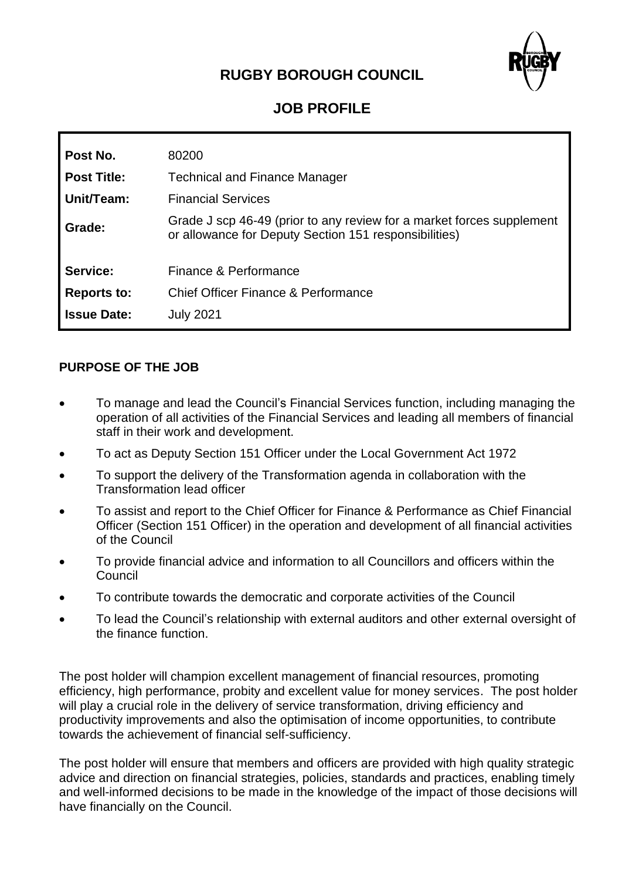# RUGBY BOROUGH COUNCIL

## JOB PROFILE

| | |
|---|---|
| **Post No.** | 80200 |
| **Post Title:** | Technical and Finance Manager |
| **Unit/Team:** | Financial Services |
| **Grade:** | Grade J scp 46-49 (prior to any review for a market forces supplement or allowance for Deputy Section 151 responsibilities) |
| **Service:** | Finance & Performance |
| **Reports to:** | Chief Officer Finance & Performance |
| **Issue Date:** | July 2021 |

**PURPOSE OF THE JOB**

- To manage and lead the Council's Financial Services function, including managing the operation of all activities of the Financial Services and leading all members of financial staff in their work and development.
- To act as Deputy Section 151 Officer under the Local Government Act 1972
- To support the delivery of the Transformation agenda in collaboration with the Transformation lead officer
- To assist and report to the Chief Officer for Finance & Performance as Chief Financial Officer (Section 151 Officer) in the operation and development of all financial activities of the Council
- To provide financial advice and information to all Councillors and officers within the Council
- To contribute towards the democratic and corporate activities of the Council
- To lead the Council's relationship with external auditors and other external oversight of the finance function.

The post holder will champion excellent management of financial resources, promoting efficiency, high performance, probity and excellent value for money services. The post holder will play a crucial role in the delivery of service transformation, driving efficiency and productivity improvements and also the optimisation of income opportunities, to contribute towards the achievement of financial self-sufficiency.

The post holder will ensure that members and officers are provided with high quality strategic advice and direction on financial strategies, policies, standards and practices, enabling timely and well-informed decisions to be made in the knowledge of the impact of those decisions will have financially on the Council.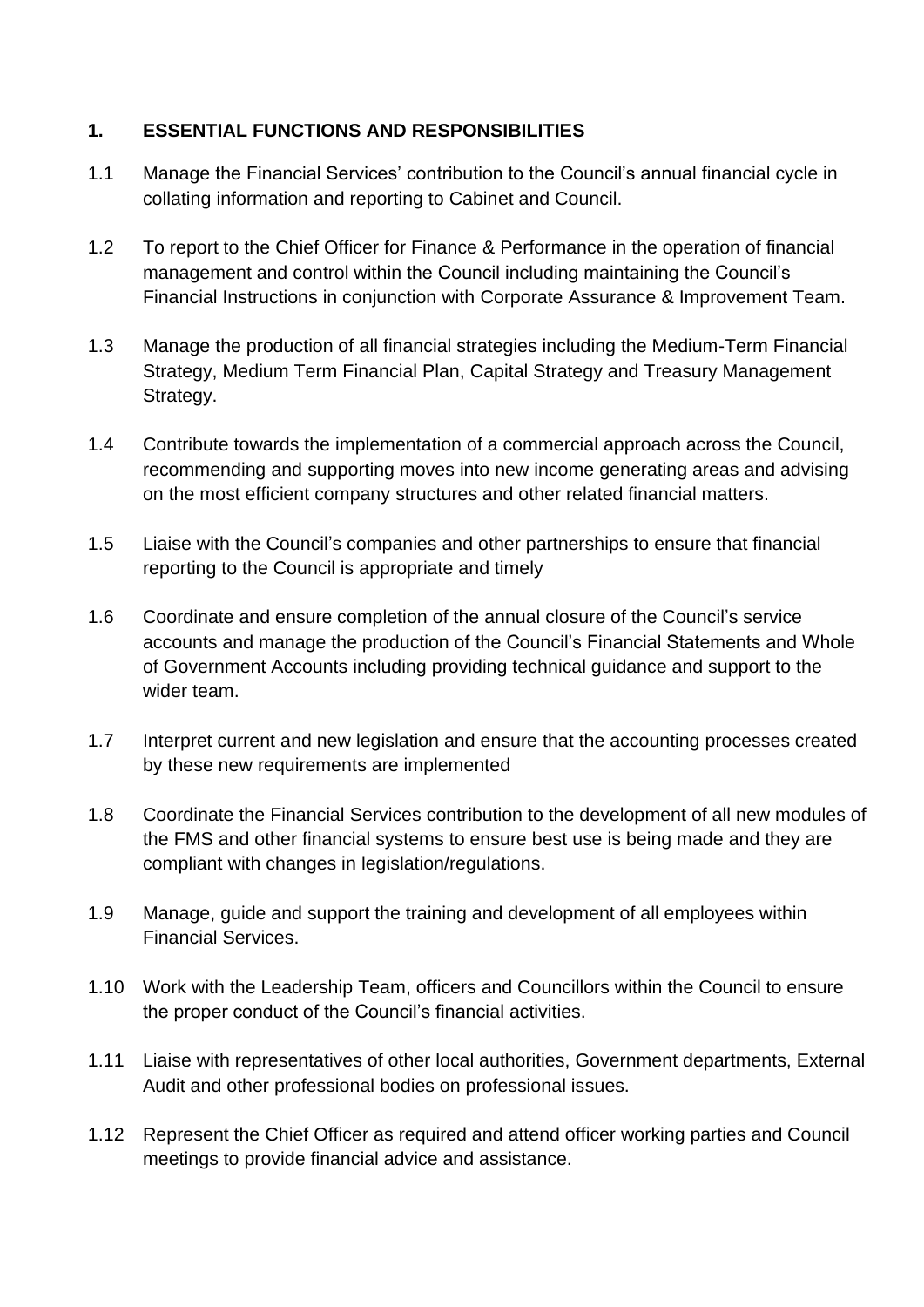## 1. ESSENTIAL FUNCTIONS AND RESPONSIBILITIES

1.1 Manage the Financial Services' contribution to the Council's annual financial cycle in collating information and reporting to Cabinet and Council.

1.2 To report to the Chief Officer for Finance & Performance in the operation of financial management and control within the Council including maintaining the Council's Financial Instructions in conjunction with Corporate Assurance & Improvement Team.

1.3 Manage the production of all financial strategies including the Medium-Term Financial Strategy, Medium Term Financial Plan, Capital Strategy and Treasury Management Strategy.

1.4 Contribute towards the implementation of a commercial approach across the Council, recommending and supporting moves into new income generating areas and advising on the most efficient company structures and other related financial matters.

1.5 Liaise with the Council's companies and other partnerships to ensure that financial reporting to the Council is appropriate and timely

1.6 Coordinate and ensure completion of the annual closure of the Council's service accounts and manage the production of the Council's Financial Statements and Whole of Government Accounts including providing technical guidance and support to the wider team.

1.7 Interpret current and new legislation and ensure that the accounting processes created by these new requirements are implemented

1.8 Coordinate the Financial Services contribution to the development of all new modules of the FMS and other financial systems to ensure best use is being made and they are compliant with changes in legislation/regulations.

1.9 Manage, guide and support the training and development of all employees within Financial Services.

1.10 Work with the Leadership Team, officers and Councillors within the Council to ensure the proper conduct of the Council's financial activities.

1.11 Liaise with representatives of other local authorities, Government departments, External Audit and other professional bodies on professional issues.

1.12 Represent the Chief Officer as required and attend officer working parties and Council meetings to provide financial advice and assistance.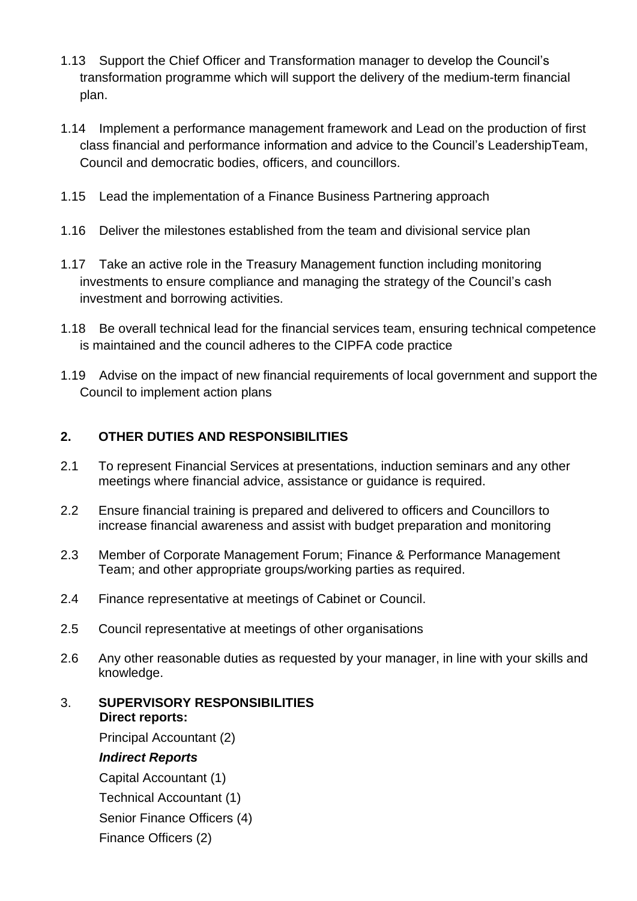1.13 Support the Chief Officer and Transformation manager to develop the Council's transformation programme which will support the delivery of the medium-term financial plan.

1.14 Implement a performance management framework and Lead on the production of first class financial and performance information and advice to the Council's LeadershipTeam, Council and democratic bodies, officers, and councillors.

1.15 Lead the implementation of a Finance Business Partnering approach

1.16 Deliver the milestones established from the team and divisional service plan

1.17 Take an active role in the Treasury Management function including monitoring investments to ensure compliance and managing the strategy of the Council's cash investment and borrowing activities.

1.18 Be overall technical lead for the financial services team, ensuring technical competence is maintained and the council adheres to the CIPFA code practice

1.19 Advise on the impact of new financial requirements of local government and support the Council to implement action plans

## 2. OTHER DUTIES AND RESPONSIBILITIES

2.1 To represent Financial Services at presentations, induction seminars and any other meetings where financial advice, assistance or guidance is required.

2.2 Ensure financial training is prepared and delivered to officers and Councillors to increase financial awareness and assist with budget preparation and monitoring

2.3 Member of Corporate Management Forum; Finance & Performance Management Team; and other appropriate groups/working parties as required.

2.4 Finance representative at meetings of Cabinet or Council.

2.5 Council representative at meetings of other organisations

2.6 Any other reasonable duties as requested by your manager, in line with your skills and knowledge.

## 3. SUPERVISORY RESPONSIBILITIES

**Direct reports:**

Principal Accountant (2)

***Indirect Reports***

Capital Accountant (1)

Technical Accountant (1)

Senior Finance Officers (4)

Finance Officers (2)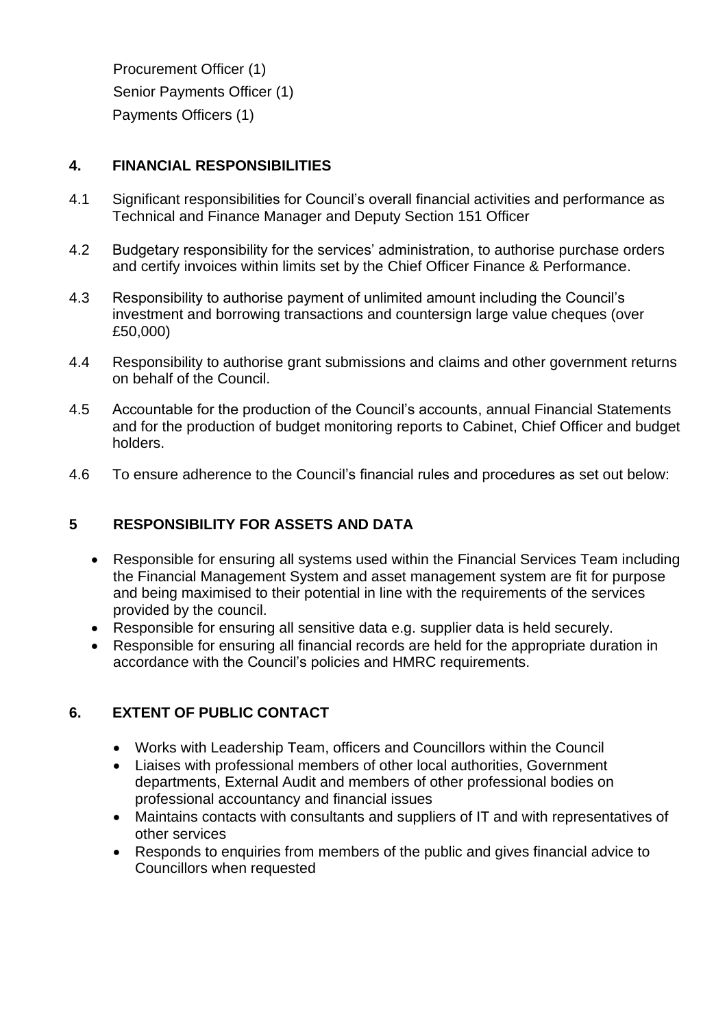Procurement Officer (1)
Senior Payments Officer (1)
Payments Officers (1)

## 4. FINANCIAL RESPONSIBILITIES

4.1 Significant responsibilities for Council's overall financial activities and performance as Technical and Finance Manager and Deputy Section 151 Officer

4.2 Budgetary responsibility for the services' administration, to authorise purchase orders and certify invoices within limits set by the Chief Officer Finance & Performance.

4.3 Responsibility to authorise payment of unlimited amount including the Council's investment and borrowing transactions and countersign large value cheques (over £50,000)

4.4 Responsibility to authorise grant submissions and claims and other government returns on behalf of the Council.

4.5 Accountable for the production of the Council's accounts, annual Financial Statements and for the production of budget monitoring reports to Cabinet, Chief Officer and budget holders.

4.6 To ensure adherence to the Council's financial rules and procedures as set out below:

## 5 RESPONSIBILITY FOR ASSETS AND DATA

- Responsible for ensuring all systems used within the Financial Services Team including the Financial Management System and asset management system are fit for purpose and being maximised to their potential in line with the requirements of the services provided by the council.
- Responsible for ensuring all sensitive data e.g. supplier data is held securely.
- Responsible for ensuring all financial records are held for the appropriate duration in accordance with the Council's policies and HMRC requirements.

## 6. EXTENT OF PUBLIC CONTACT

- Works with Leadership Team, officers and Councillors within the Council
- Liaises with professional members of other local authorities, Government departments, External Audit and members of other professional bodies on professional accountancy and financial issues
- Maintains contacts with consultants and suppliers of IT and with representatives of other services
- Responds to enquiries from members of the public and gives financial advice to Councillors when requested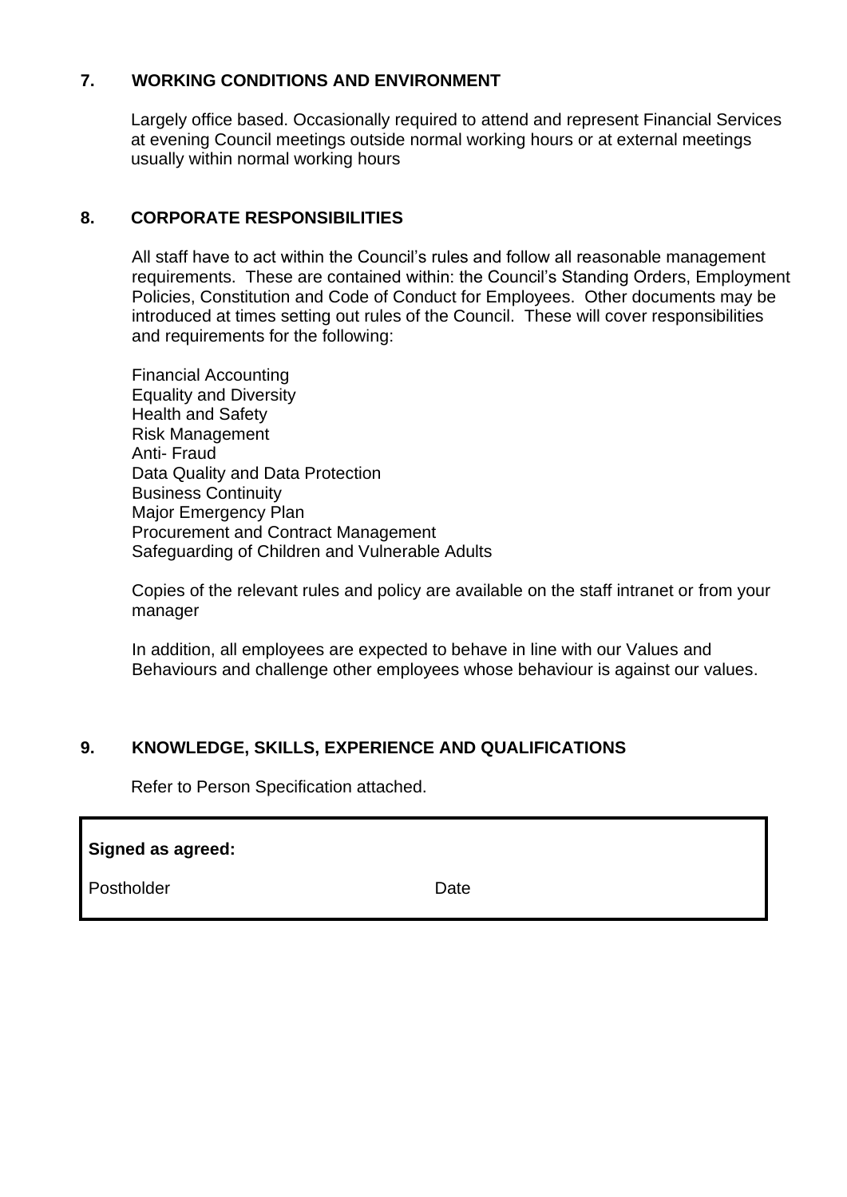## 7. WORKING CONDITIONS AND ENVIRONMENT

Largely office based. Occasionally required to attend and represent Financial Services at evening Council meetings outside normal working hours or at external meetings usually within normal working hours

## 8. CORPORATE RESPONSIBILITIES

All staff have to act within the Council's rules and follow all reasonable management requirements. These are contained within: the Council's Standing Orders, Employment Policies, Constitution and Code of Conduct for Employees. Other documents may be introduced at times setting out rules of the Council. These will cover responsibilities and requirements for the following:

Financial Accounting
Equality and Diversity
Health and Safety
Risk Management
Anti- Fraud
Data Quality and Data Protection
Business Continuity
Major Emergency Plan
Procurement and Contract Management
Safeguarding of Children and Vulnerable Adults

Copies of the relevant rules and policy are available on the staff intranet or from your manager

In addition, all employees are expected to behave in line with our Values and Behaviours and challenge other employees whose behaviour is against our values.

## 9. KNOWLEDGE, SKILLS, EXPERIENCE AND QUALIFICATIONS

Refer to Person Specification attached.

**Signed as agreed:**

Postholder | Date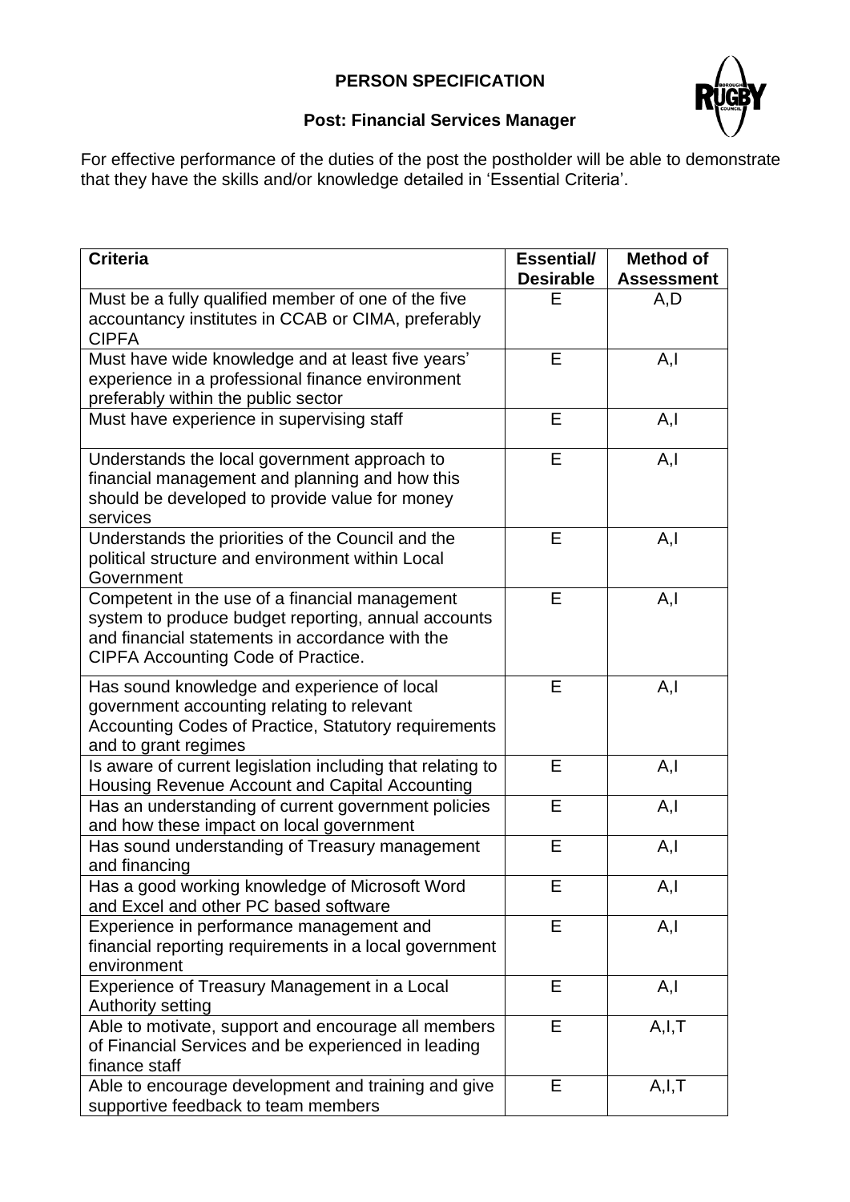**PERSON SPECIFICATION**

**Post: Financial Services Manager**

For effective performance of the duties of the post the postholder will be able to demonstrate that they have the skills and/or knowledge detailed in 'Essential Criteria'.

| Criteria | Essential/ Desirable | Method of Assessment |
|---|---|---|
| Must be a fully qualified member of one of the five accountancy institutes in CCAB or CIMA, preferably CIPFA | E | A,D |
| Must have wide knowledge and at least five years' experience in a professional finance environment preferably within the public sector | E | A,I |
| Must have experience in supervising staff | E | A,I |
| Understands the local government approach to financial management and planning and how this should be developed to provide value for money services | E | A,I |
| Understands the priorities of the Council and the political structure and environment within Local Government | E | A,I |
| Competent in the use of a financial management system to produce budget reporting, annual accounts and financial statements in accordance with the CIPFA Accounting Code of Practice. | E | A,I |
| Has sound knowledge and experience of local government accounting relating to relevant Accounting Codes of Practice, Statutory requirements and to grant regimes | E | A,I |
| Is aware of current legislation including that relating to Housing Revenue Account and Capital Accounting | E | A,I |
| Has an understanding of current government policies and how these impact on local government | E | A,I |
| Has sound understanding of Treasury management and financing | E | A,I |
| Has a good working knowledge of Microsoft Word and Excel and other PC based software | E | A,I |
| Experience in performance management and financial reporting requirements in a local government environment | E | A,I |
| Experience of Treasury Management in a Local Authority setting | E | A,I |
| Able to motivate, support and encourage all members of Financial Services and be experienced in leading finance staff | E | A,I,T |
| Able to encourage development and training and give supportive feedback to team members | E | A,I,T |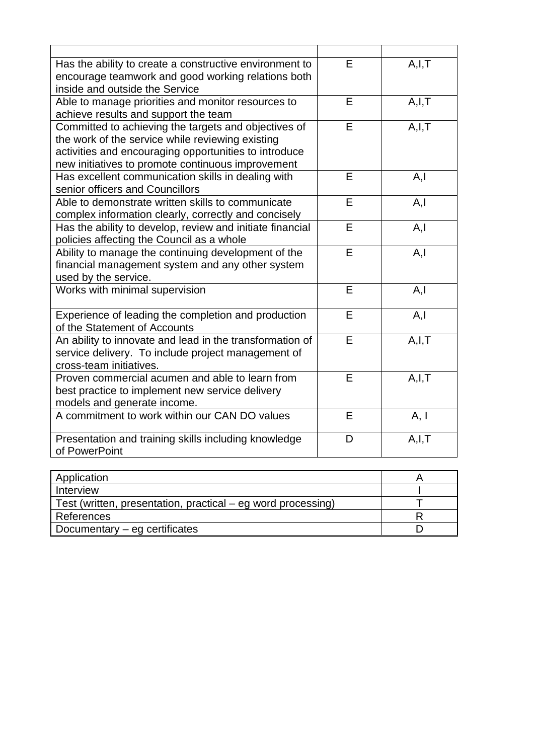| | | |
|---|---|---|
| Has the ability to create a constructive environment to encourage teamwork and good working relations both inside and outside the Service | E | A,I,T |
| Able to manage priorities and monitor resources to achieve results and support the team | E | A,I,T |
| Committed to achieving the targets and objectives of the work of the service while reviewing existing activities and encouraging opportunities to introduce new initiatives to promote continuous improvement | E | A,I,T |
| Has excellent communication skills in dealing with senior officers and Councillors | E | A,I |
| Able to demonstrate written skills to communicate complex information clearly, correctly and concisely | E | A,I |
| Has the ability to develop, review and initiate financial policies affecting the Council as a whole | E | A,I |
| Ability to manage the continuing development of the financial management system and any other system used by the service. | E | A,I |
| Works with minimal supervision | E | A,I |
| Experience of leading the completion and production of the Statement of Accounts | E | A,I |
| An ability to innovate and lead in the transformation of service delivery. To include project management of cross-team initiatives. | E | A,I,T |
| Proven commercial acumen and able to learn from best practice to implement new service delivery models and generate income. | E | A,I,T |
| A commitment to work within our CAN DO values | E | A, I |
| Presentation and training skills including knowledge of PowerPoint | D | A,I,T |

| | |
|---|---|
| Application | A |
| Interview | I |
| Test (written, presentation, practical – eg word processing) | T |
| References | R |
| Documentary – eg certificates | D |